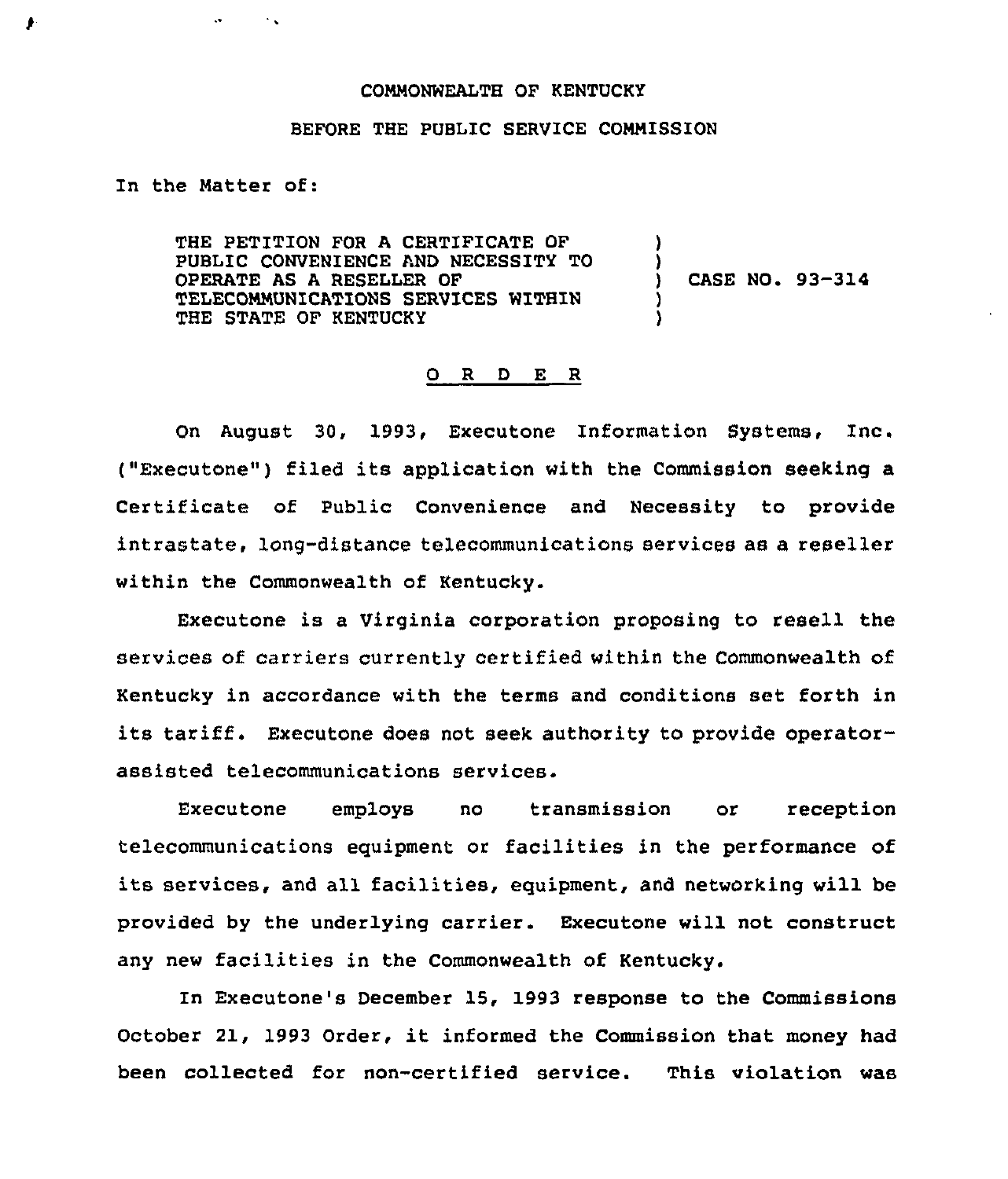COMMONWEALTH OF KENTUCKY

BEFORE THE PUBLIC SERVICE COMMISSION

In the Matter of:

| | | |
|---|---|---|
| THE PETITION FOR A CERTIFICATE OF PUBLIC CONVENIENCE AND NECESSITY TO OPERATE AS A RESELLER OF TELECOMMUNICATIONS SERVICES WITHIN THE STATE OF KENTUCKY | ) | CASE NO. 93-314 |

O R D E R

On August 30, 1993, Executone Information Systems, Inc. ("Executone") filed its application with the Commission seeking a Certificate of Public Convenience and Necessity to provide intrastate, long-distance telecommunications services as a reseller within the Commonwealth of Kentucky.

Executone is a Virginia corporation proposing to resell the services of carriers currently certified within the Commonwealth of Kentucky in accordance with the terms and conditions set forth in its tariff. Executone does not seek authority to provide operator-assisted telecommunications services.

Executone employs no transmission or reception telecommunications equipment or facilities in the performance of its services, and all facilities, equipment, and networking will be provided by the underlying carrier. Executone will not construct any new facilities in the Commonwealth of Kentucky.

In Executone's December 15, 1993 response to the Commissions October 21, 1993 Order, it informed the Commission that money had been collected for non-certified service. This violation was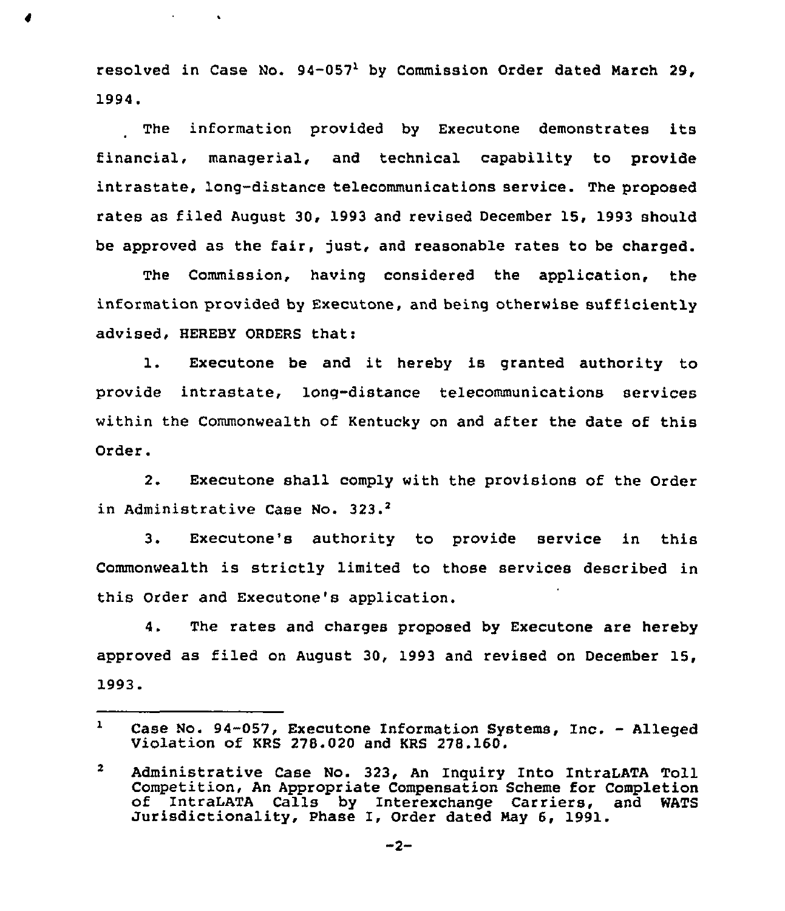resolved in Case No. 94-057[1] by Commission Order dated March 29, 1994.

The information provided by Executone demonstrates its financial, managerial, and technical capability to provide intrastate, long-distance telecommunications service. The proposed rates as filed August 30, 1993 and revised December 15, 1993 should be approved as the fair, just, and reasonable rates to be charged.

The Commission, having considered the application, the information provided by Executone, and being otherwise sufficiently advised, HEREBY ORDERS that:

1. Executone be and it hereby is granted authority to provide intrastate, long-distance telecommunications services within the Commonwealth of Kentucky on and after the date of this Order.

2. Executone shall comply with the provisions of the Order in Administrative Case No. 323.[2]

3. Executone's authority to provide service in this Commonwealth is strictly limited to those services described in this Order and Executone's application.

4. The rates and charges proposed by Executone are hereby approved as filed on August 30, 1993 and revised on December 15, 1993.

---

[1] Case No. 94-057, Executone Information Systems, Inc. - Alleged Violation of KRS 278.020 and KRS 278.160.

[2] Administrative Case No. 323, An Inquiry Into IntraLATA Toll Competition, An Appropriate Compensation Scheme for Completion of IntraLATA Calls by Interexchange Carriers, and WATS Jurisdictionality, Phase I, Order dated May 6, 1991.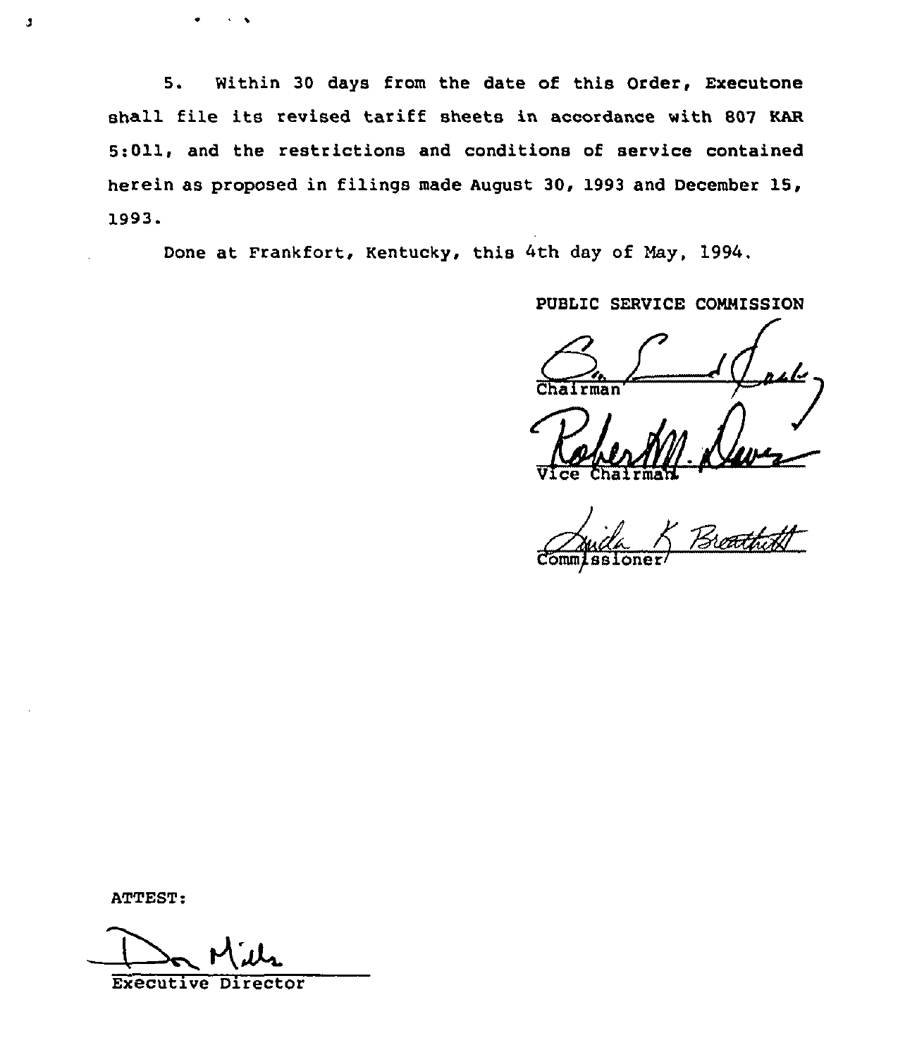5. Within 30 days from the date of this Order, Executone shall file its revised tariff sheets in accordance with 807 KAR 5:011, and the restrictions and conditions of service contained herein as proposed in filings made August 30, 1993 and December 15, 1993.

Done at Frankfort, Kentucky, this 4th day of May, 1994.

PUBLIC SERVICE COMMISSION

Chairman

Vice Chairman

Commissioner

ATTEST:

Executive Director